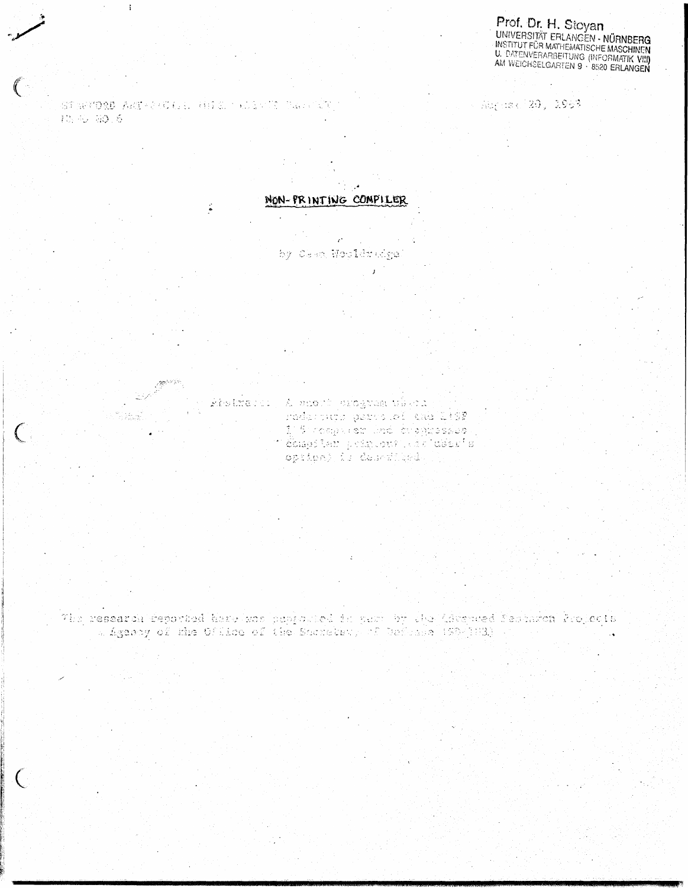Prof. Dr. H. Stoyan
UNIVERSITÄT ERLANGEN - NÜRNBERG
INSTITUT FÜR MATHEMATISCHE MASCHINEN
U. DATENVERARBEITUNG (INFORMATIK VIII)
AM WEICHSELGARTEN 9 · 8520 ERLANGEN

STANFORD ARTIFICIAL INTELLIGENCE PROJECT
MEMO NO. 6

August 20, 1959

# NON-PRINTING COMPILER

by Dean Wooldridge

Abstract: A short program which redefines part of the LISP 1.5 compiler and suppresses compiler printout (at user's option) is described.

The research reported here was supported in part by the Advanced Research Projects Agency of the Office of the Secretary of Defense (SD-183)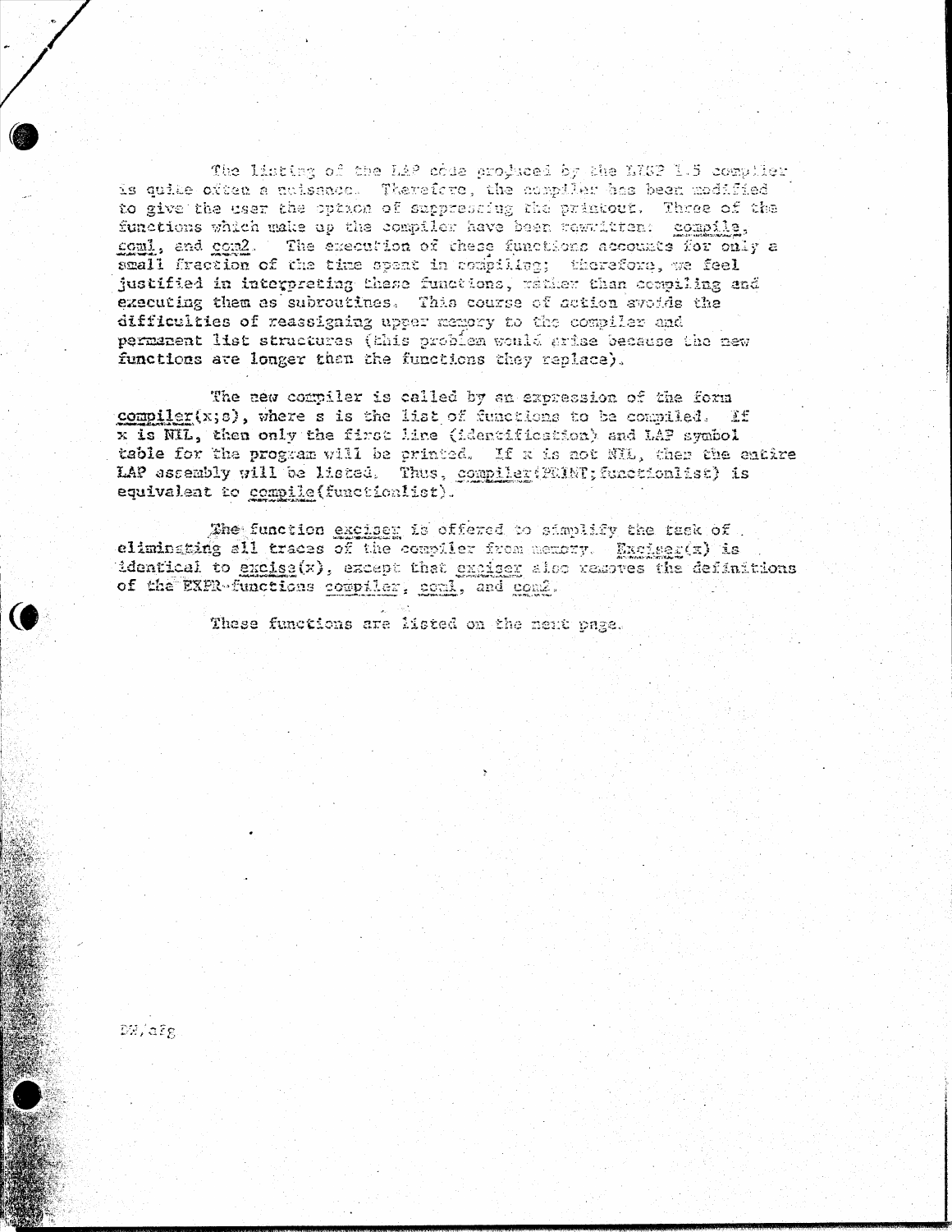The listing of the LAP code produced by the LISP 1.5 compiler is quite often a nuisance. Therefore, the compiler has been modified to give the user the option of suppressing the printout. Three of the functions which make up the compiler have been rewritten: compile, com1, and com2. The execution of these functions accounts for only a small fraction of the time spent in compiling; therefore, we feel justified in interpreting these functions, rather than compiling and executing them as subroutines. This course of action avoids the difficulties of reassigning upper memory to the compiler and permanent list structures (this problem would arise because the new functions are longer than the functions they replace).

The new compiler is called by an expression of the form compiler(x;s), where s is the list of functions to be compiled. If x is NIL, then only the first line (identification) and LAP symbol table for the program will be printed. If x is not NIL, then the entire LAP assembly will be listed. Thus, compiler(PRINT;functionlist) is equivalent to compile(functionlist).

The function exciser is offered to simplify the task of eliminating all traces of the compiler from memory. Exciser(x) is identical to excise(x), except that exciser also removes the definitions of the EXPR-functions compiler, com1, and com2.

These functions are listed on the next page.

DM/afg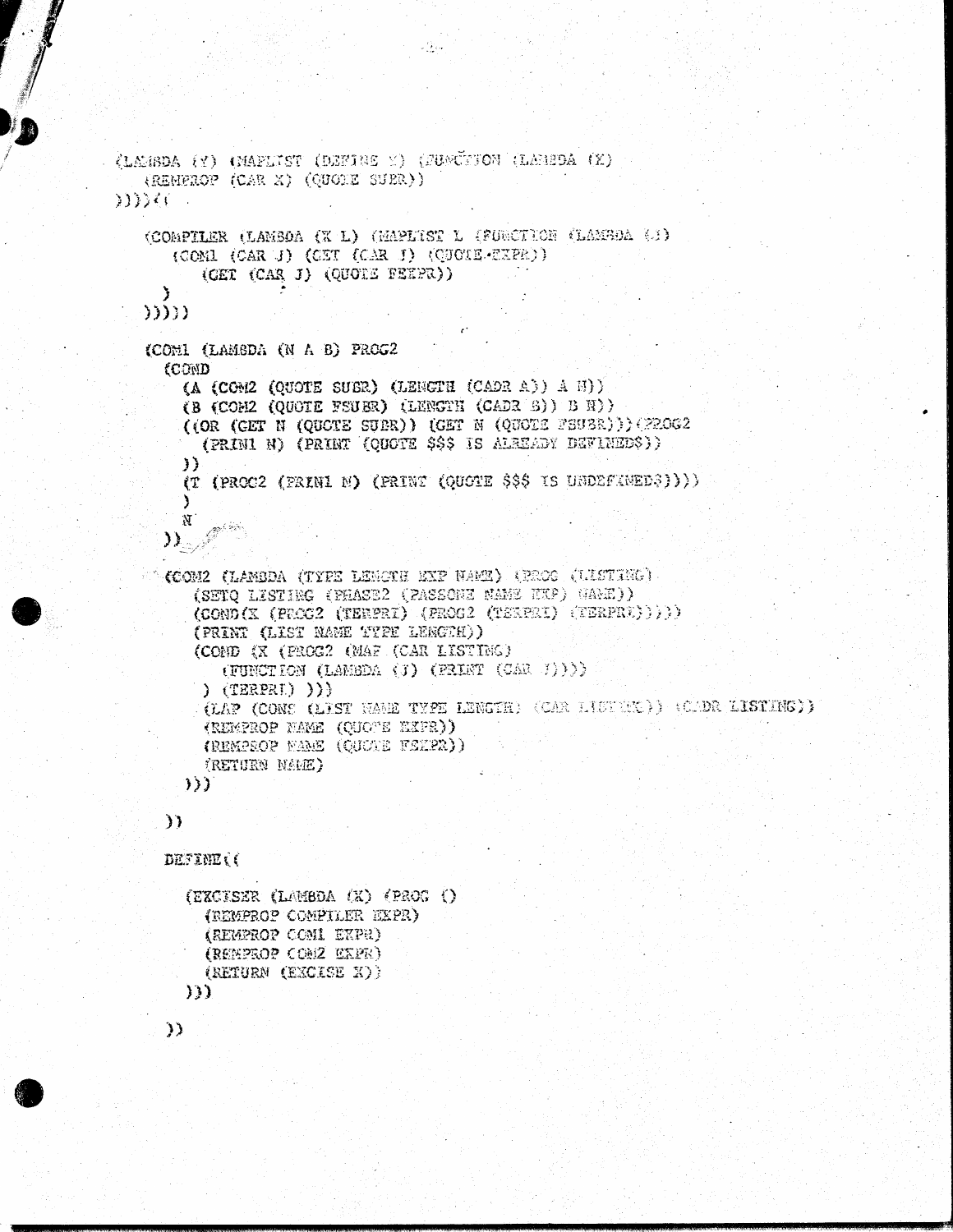```
(LAMBDA (Y) (MAPLIST (DEFINE Y) (FUNCTION (LAMBDA (X)
   (REMPROP (CAR X) (QUOTE SUBR))
)))) ((

   (COMPILER (LAMBDA (X L) (MAPLIST L (FUNCTION (LAMBDA (J)
      (COM1 (CAR J) (GET (CAR J) (QUOTE EXPR))
         (GET (CAR J) (QUOTE FEXPR))
   )
  )))))

   (COM1 (LAMBDA (N A B) PROG2
     (COND
       (A (COM2 (QUOTE SUBR) (LENGTH (CADR A)) A N))
       (B (COM2 (QUOTE FSUBR) (LENGTH (CADR B)) B N))
       ((OR (GET N (QUOTE SUBR)) (GET N (QUOTE FSUBR))) (PROG2
         (PRIN1 N) (PRINT (QUOTE $$$ IS ALREADY DEFINED$))
       ))
       (T (PROG2 (PRIN1 N) (PRINT (QUOTE $$$ IS UNDEFINED$))))
     )
     N
   ))

   (COM2 (LAMBDA (TYPE LENGTH EXP NAME) (PROG (LISTING)
      (SETQ LISTING (PHASE2 (PASSONE NAME EXP) NAME))
      (COND(X (PROG2 (TERPRI) (PROG2 (TERPRI) (TERPRI)))))
      (PRINT (LIST NAME TYPE LENGTH))
      (COND (X (PROG2 (MAP (CAR LISTING)
         (FUNCTION (LAMBDA (J) (PRINT (CAR J)))))
      ) (TERPRI) )))
      (LAP (CONS (LIST NAME TYPE LENGTH) (CAR LISTING)) (CADR LISTING))
      (REMPROP NAME (QUOTE EXPR))
      (REMPROP NAME (QUOTE FEXPR))
      (RETURN NAME)
    )))

  ))

  DEFINE((

    (EXCISER (LAMBDA (X) (PROG ()
      (REMPROP COMPILER EXPR)
      (REMPROP COM1 EXPR)
      (REMPROP COM2 EXPR)
      (RETURN (EXCISE X))
    )))

  ))
```